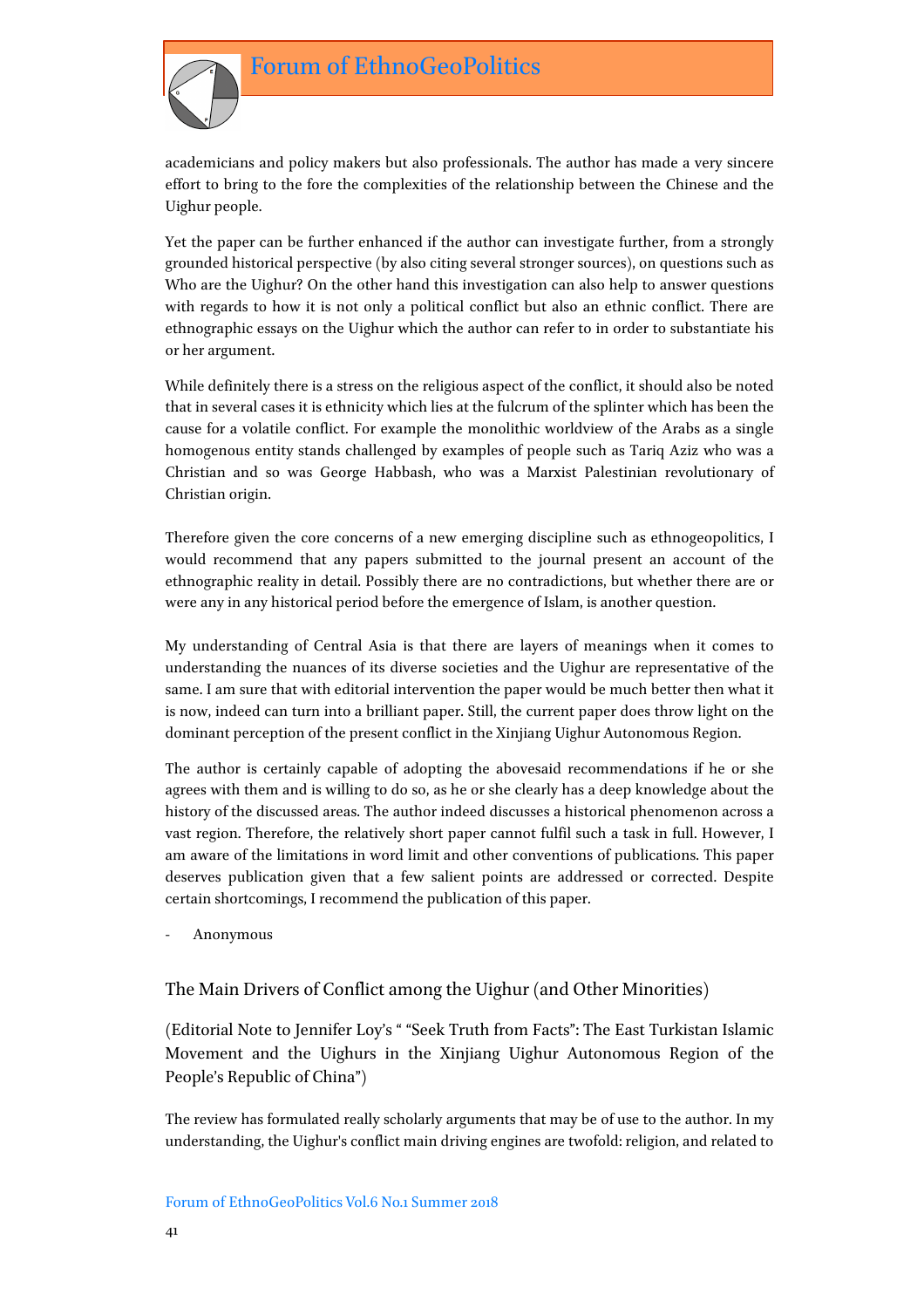academicians and policy makers but also professionals. The author has made a very sincere effort to bring to the fore the complexities of the relationship between the Chinese and the Uighur people.

Yet the paper can be further enhanced if the author can investigate further, from a strongly grounded historical perspective (by also citing several stronger sources), on questions such as Who are the Uighur? On the other hand this investigation can also help to answer questions with regards to how it is not only a political conflict but also an ethnic conflict. There are ethnographic essays on the Uighur which the author can refer to in order to substantiate his or her argument.

While definitely there is a stress on the religious aspect of the conflict, it should also be noted that in several cases it is ethnicity which lies at the fulcrum of the splinter which has been the cause for a volatile conflict. For example the monolithic worldview of the Arabs as a single homogenous entity stands challenged by examples of people such as Tariq Aziz who was a Christian and so was George Habbash, who was a Marxist Palestinian revolutionary of Christian origin.

Therefore given the core concerns of a new emerging discipline such as ethnogeopolitics, I would recommend that any papers submitted to the journal present an account of the ethnographic reality in detail. Possibly there are no contradictions, but whether there are or were any in any historical period before the emergence of Islam, is another question.

My understanding of Central Asia is that there are layers of meanings when it comes to understanding the nuances of its diverse societies and the Uighur are representative of the same. I am sure that with editorial intervention the paper would be much better then what it is now, indeed can turn into a brilliant paper. Still, the current paper does throw light on the dominant perception of the present conflict in the Xinjiang Uighur Autonomous Region.

The author is certainly capable of adopting the abovesaid recommendations if he or she agrees with them and is willing to do so, as he or she clearly has a deep knowledge about the history of the discussed areas. The author indeed discusses a historical phenomenon across a vast region. Therefore, the relatively short paper cannot fulfil such a task in full. However, I am aware of the limitations in word limit and other conventions of publications. This paper deserves publication given that a few salient points are addressed or corrected. Despite certain shortcomings, I recommend the publication of this paper.

- Anonymous

## The Main Drivers of Conflict among the Uighur (and Other Minorities)

(Editorial Note to Jennifer Loy's " "Seek Truth from Facts": The East Turkistan Islamic Movement and the Uighurs in the Xinjiang Uighur Autonomous Region of the People's Republic of China")

The review has formulated really scholarly arguments that may be of use to the author. In my understanding, the Uighur's conflict main driving engines are twofold: religion, and related to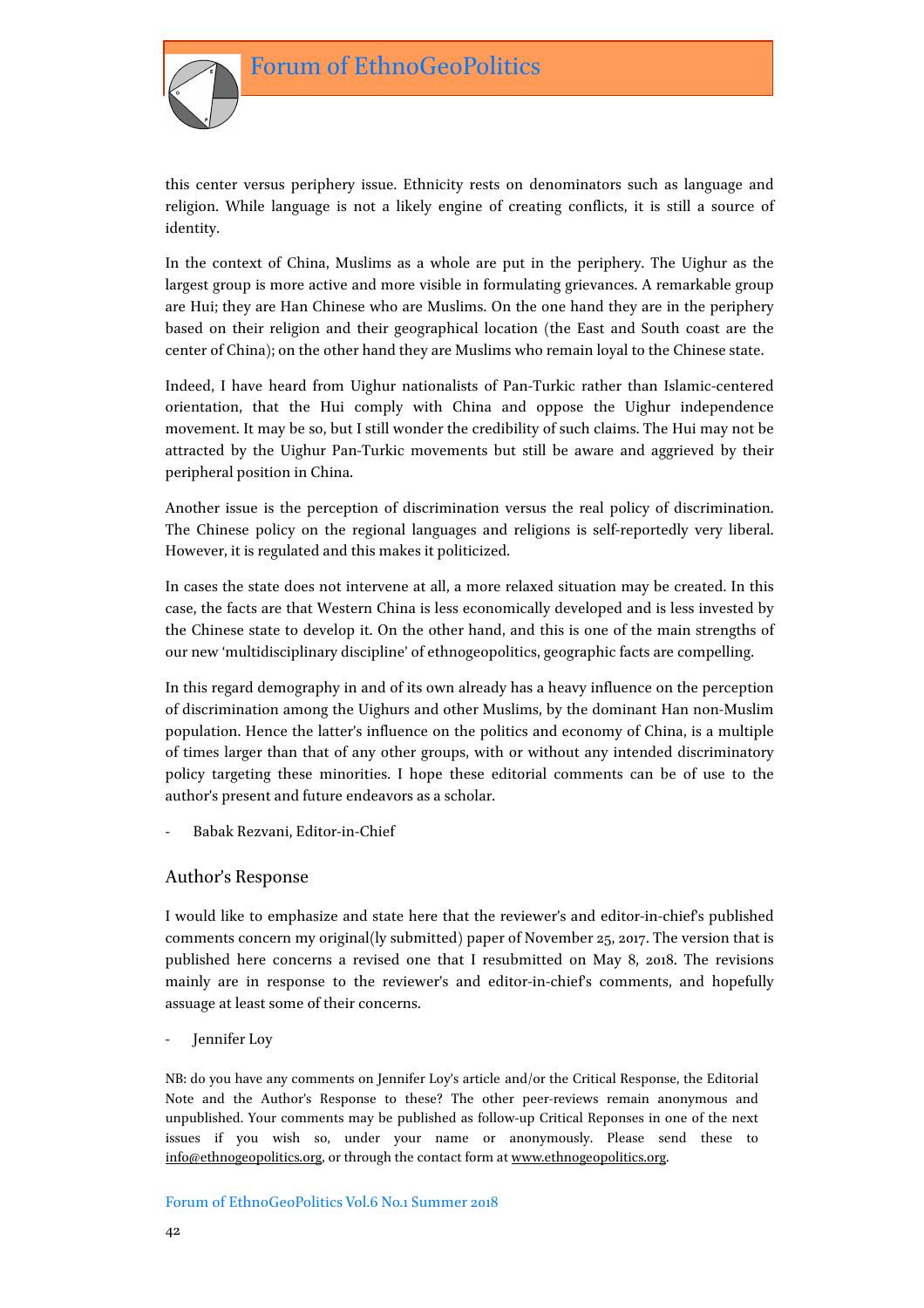this center versus periphery issue. Ethnicity rests on denominators such as language and religion. While language is not a likely engine of creating conflicts, it is still a source of identity.

In the context of China, Muslims as a whole are put in the periphery. The Uighur as the largest group is more active and more visible in formulating grievances. A remarkable group are Hui; they are Han Chinese who are Muslims. On the one hand they are in the periphery based on their religion and their geographical location (the East and South coast are the center of China); on the other hand they are Muslims who remain loyal to the Chinese state.

Indeed, I have heard from Uighur nationalists of Pan-Turkic rather than Islamic-centered orientation, that the Hui comply with China and oppose the Uighur independence movement. It may be so, but I still wonder the credibility of such claims. The Hui may not be attracted by the Uighur Pan-Turkic movements but still be aware and aggrieved by their peripheral position in China.

Another issue is the perception of discrimination versus the real policy of discrimination. The Chinese policy on the regional languages and religions is self-reportedly very liberal. However, it is regulated and this makes it politicized.

In cases the state does not intervene at all, a more relaxed situation may be created. In this case, the facts are that Western China is less economically developed and is less invested by the Chinese state to develop it. On the other hand, and this is one of the main strengths of our new 'multidisciplinary discipline' of ethnogeopolitics, geographic facts are compelling.

In this regard demography in and of its own already has a heavy influence on the perception of discrimination among the Uighurs and other Muslims, by the dominant Han non-Muslim population. Hence the latter's influence on the politics and economy of China, is a multiple of times larger than that of any other groups, with or without any intended discriminatory policy targeting these minorities. I hope these editorial comments can be of use to the author's present and future endeavors as a scholar.

- Babak Rezvani, Editor-in-Chief

## Author's Response

I would like to emphasize and state here that the reviewer's and editor-in-chief's published comments concern my original(ly submitted) paper of November 25, 2017. The version that is published here concerns a revised one that I resubmitted on May 8, 2018. The revisions mainly are in response to the reviewer's and editor-in-chief's comments, and hopefully assuage at least some of their concerns.

- Jennifer Loy

NB: do you have any comments on Jennifer Loy's article and/or the Critical Response, the Editorial Note and the Author's Response to these? The other peer-reviews remain anonymous and unpublished. Your comments may be published as follow-up Critical Reponses in one of the next issues if you wish so, under your name or anonymously. Please send these to info@ethnogeopolitics.org, or through the contact form at www.ethnogeopolitics.org.